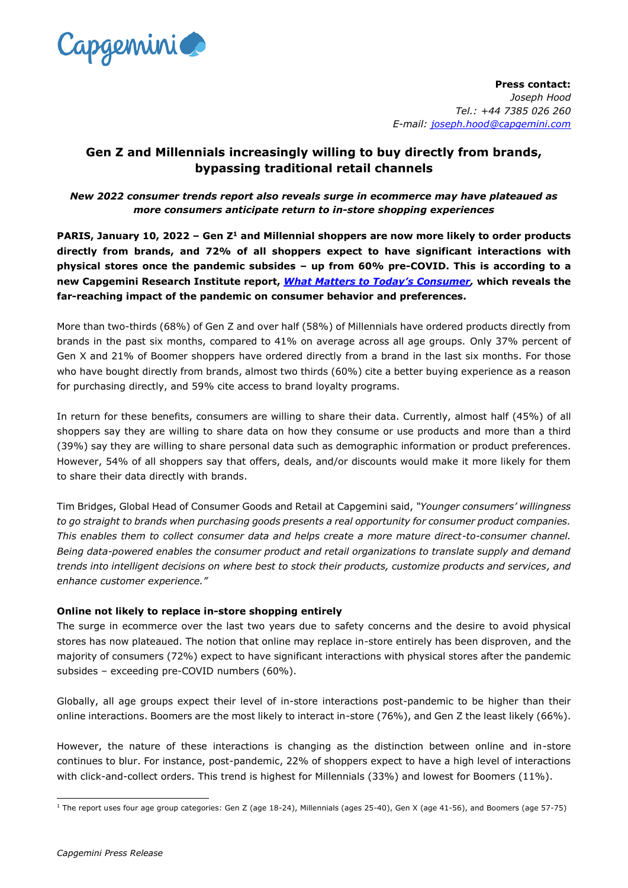**Press contact:**
*Joseph Hood*
*Tel.: +44 7385 026 260*
*E-mail: joseph.hood@capgemini.com*

# Gen Z and Millennials increasingly willing to buy directly from brands, bypassing traditional retail channels

***New 2022 consumer trends report also reveals surge in ecommerce may have plateaued as more consumers anticipate return to in-store shopping experiences***

**PARIS, January 10, 2022 – Gen Z[1] and Millennial shoppers are now more likely to order products directly from brands, and 72% of all shoppers expect to have significant interactions with physical stores once the pandemic subsides – up from 60% pre-COVID. This is according to a new Capgemini Research Institute report, *What Matters to Today's Consumer*, which reveals the far-reaching impact of the pandemic on consumer behavior and preferences.**

More than two-thirds (68%) of Gen Z and over half (58%) of Millennials have ordered products directly from brands in the past six months, compared to 41% on average across all age groups. Only 37% percent of Gen X and 21% of Boomer shoppers have ordered directly from a brand in the last six months. For those who have bought directly from brands, almost two thirds (60%) cite a better buying experience as a reason for purchasing directly, and 59% cite access to brand loyalty programs.

In return for these benefits, consumers are willing to share their data. Currently, almost half (45%) of all shoppers say they are willing to share data on how they consume or use products and more than a third (39%) say they are willing to share personal data such as demographic information or product preferences. However, 54% of all shoppers say that offers, deals, and/or discounts would make it more likely for them to share their data directly with brands.

Tim Bridges, Global Head of Consumer Goods and Retail at Capgemini said, *"Younger consumers' willingness to go straight to brands when purchasing goods presents a real opportunity for consumer product companies. This enables them to collect consumer data and helps create a more mature direct-to-consumer channel. Being data-powered enables the consumer product and retail organizations to translate supply and demand trends into intelligent decisions on where best to stock their products, customize products and services, and enhance customer experience."*

**Online not likely to replace in-store shopping entirely**

The surge in ecommerce over the last two years due to safety concerns and the desire to avoid physical stores has now plateaued. The notion that online may replace in-store entirely has been disproven, and the majority of consumers (72%) expect to have significant interactions with physical stores after the pandemic subsides – exceeding pre-COVID numbers (60%).

Globally, all age groups expect their level of in-store interactions post-pandemic to be higher than their online interactions. Boomers are the most likely to interact in-store (76%), and Gen Z the least likely (66%).

However, the nature of these interactions is changing as the distinction between online and in-store continues to blur. For instance, post-pandemic, 22% of shoppers expect to have a high level of interactions with click-and-collect orders. This trend is highest for Millennials (33%) and lowest for Boomers (11%).

---

[1] The report uses four age group categories: Gen Z (age 18-24), Millennials (ages 25-40), Gen X (age 41-56), and Boomers (age 57-75)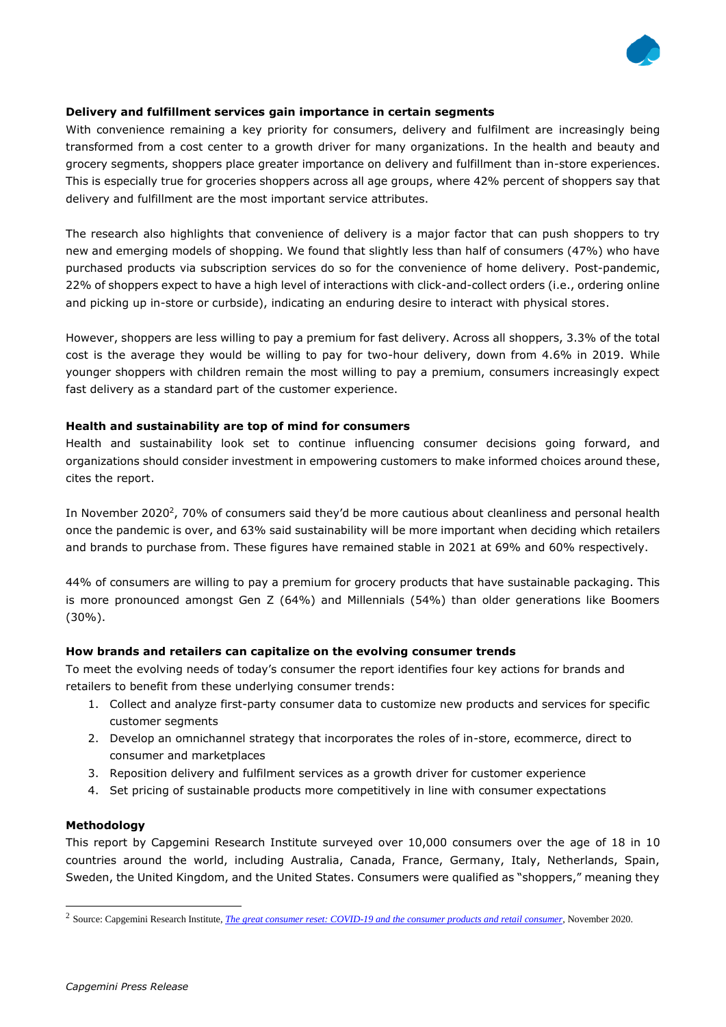**Delivery and fulfillment services gain importance in certain segments**

With convenience remaining a key priority for consumers, delivery and fulfilment are increasingly being transformed from a cost center to a growth driver for many organizations. In the health and beauty and grocery segments, shoppers place greater importance on delivery and fulfillment than in-store experiences. This is especially true for groceries shoppers across all age groups, where 42% percent of shoppers say that delivery and fulfillment are the most important service attributes.

The research also highlights that convenience of delivery is a major factor that can push shoppers to try new and emerging models of shopping. We found that slightly less than half of consumers (47%) who have purchased products via subscription services do so for the convenience of home delivery. Post-pandemic, 22% of shoppers expect to have a high level of interactions with click-and-collect orders (i.e., ordering online and picking up in-store or curbside), indicating an enduring desire to interact with physical stores.

However, shoppers are less willing to pay a premium for fast delivery. Across all shoppers, 3.3% of the total cost is the average they would be willing to pay for two-hour delivery, down from 4.6% in 2019. While younger shoppers with children remain the most willing to pay a premium, consumers increasingly expect fast delivery as a standard part of the customer experience.

**Health and sustainability are top of mind for consumers**

Health and sustainability look set to continue influencing consumer decisions going forward, and organizations should consider investment in empowering customers to make informed choices around these, cites the report.

In November 2020[2], 70% of consumers said they'd be more cautious about cleanliness and personal health once the pandemic is over, and 63% said sustainability will be more important when deciding which retailers and brands to purchase from. These figures have remained stable in 2021 at 69% and 60% respectively.

44% of consumers are willing to pay a premium for grocery products that have sustainable packaging. This is more pronounced amongst Gen Z (64%) and Millennials (54%) than older generations like Boomers (30%).

**How brands and retailers can capitalize on the evolving consumer trends**

To meet the evolving needs of today's consumer the report identifies four key actions for brands and retailers to benefit from these underlying consumer trends:

1. Collect and analyze first-party consumer data to customize new products and services for specific customer segments
2. Develop an omnichannel strategy that incorporates the roles of in-store, ecommerce, direct to consumer and marketplaces
3. Reposition delivery and fulfilment services as a growth driver for customer experience
4. Set pricing of sustainable products more competitively in line with consumer expectations

**Methodology**

This report by Capgemini Research Institute surveyed over 10,000 consumers over the age of 18 in 10 countries around the world, including Australia, Canada, France, Germany, Italy, Netherlands, Spain, Sweden, the United Kingdom, and the United States. Consumers were qualified as "shoppers," meaning they

---

[2] Source: Capgemini Research Institute, *The great consumer reset: COVID-19 and the consumer products and retail consumer*, November 2020.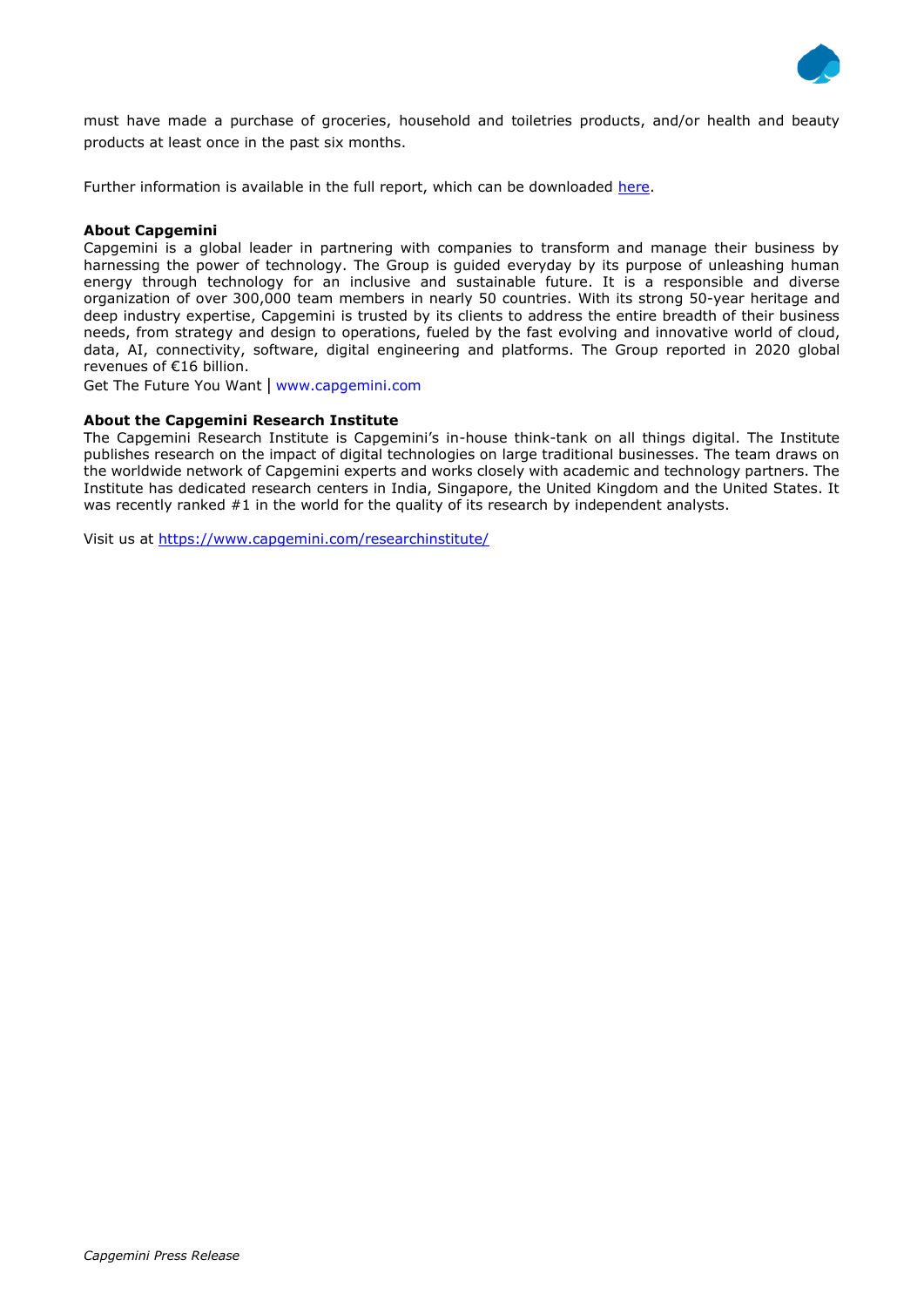must have made a purchase of groceries, household and toiletries products, and/or health and beauty products at least once in the past six months.

Further information is available in the full report, which can be downloaded here.

**About Capgemini**

Capgemini is a global leader in partnering with companies to transform and manage their business by harnessing the power of technology. The Group is guided everyday by its purpose of unleashing human energy through technology for an inclusive and sustainable future. It is a responsible and diverse organization of over 300,000 team members in nearly 50 countries. With its strong 50-year heritage and deep industry expertise, Capgemini is trusted by its clients to address the entire breadth of their business needs, from strategy and design to operations, fueled by the fast evolving and innovative world of cloud, data, AI, connectivity, software, digital engineering and platforms. The Group reported in 2020 global revenues of €16 billion.

Get The Future You Want | www.capgemini.com

**About the Capgemini Research Institute**

The Capgemini Research Institute is Capgemini's in-house think-tank on all things digital. The Institute publishes research on the impact of digital technologies on large traditional businesses. The team draws on the worldwide network of Capgemini experts and works closely with academic and technology partners. The Institute has dedicated research centers in India, Singapore, the United Kingdom and the United States. It was recently ranked #1 in the world for the quality of its research by independent analysts.

Visit us at https://www.capgemini.com/researchinstitute/